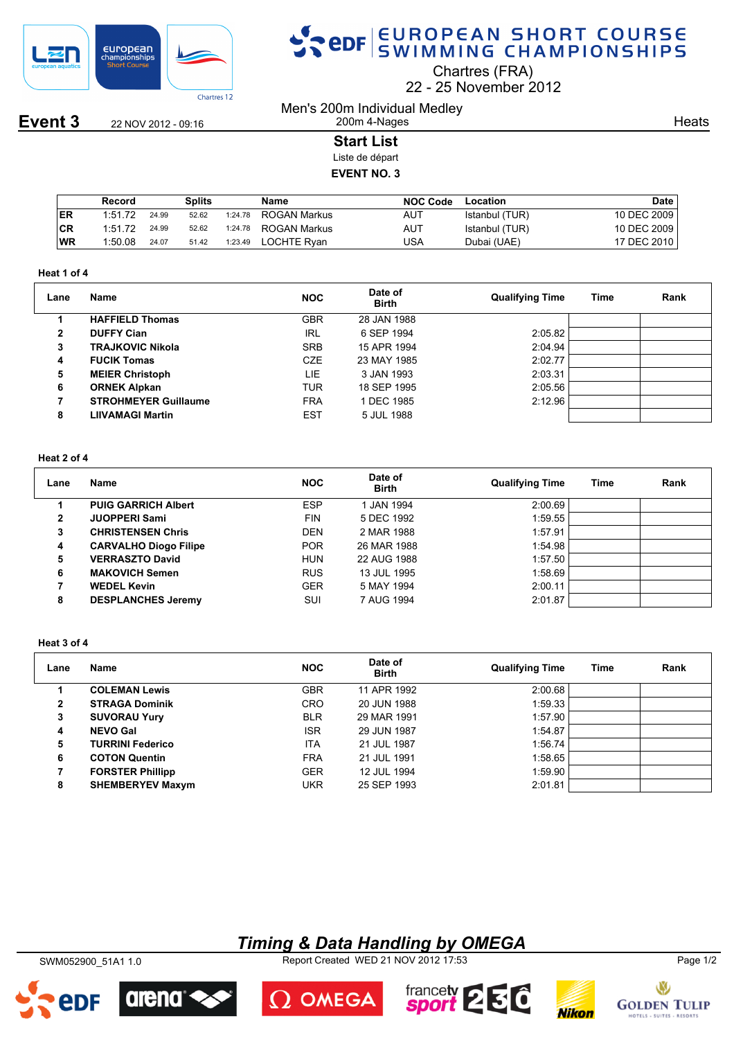# EUROPEAN SHORT COURSE SWIMMING CHAMPIONSHIPS

Chartres (FRA)
22 - 25 November 2012

**Event 3** 22 NOV 2012 - 09:16

Men's 200m Individual Medley
200m 4-Nages

Heats

## Start List

Liste de départ

**EVENT NO. 3**

| | Record | Splits | | | Name | NOC Code | Location | Date |
|---|---|---|---|---|---|---|---|---|
| ER | 1:51.72 | 24.99 | 52.62 | 1:24.78 | ROGAN Markus | AUT | Istanbul (TUR) | 10 DEC 2009 |
| CR | 1:51.72 | 24.99 | 52.62 | 1:24.78 | ROGAN Markus | AUT | Istanbul (TUR) | 10 DEC 2009 |
| WR | 1:50.08 | 24.07 | 51.42 | 1:23.49 | LOCHTE Ryan | USA | Dubai (UAE) | 17 DEC 2010 |

### Heat 1 of 4

| Lane | Name | NOC | Date of Birth | Qualifying Time | Time | Rank |
|---|---|---|---|---|---|---|
| 1 | **HAFFIELD Thomas** | GBR | 28 JAN 1988 | | | |
| 2 | **DUFFY Cian** | IRL | 6 SEP 1994 | 2:05.82 | | |
| 3 | **TRAJKOVIC Nikola** | SRB | 15 APR 1994 | 2:04.94 | | |
| 4 | **FUCIK Tomas** | CZE | 23 MAY 1985 | 2:02.77 | | |
| 5 | **MEIER Christoph** | LIE | 3 JAN 1993 | 2:03.31 | | |
| 6 | **ORNEK Alpkan** | TUR | 18 SEP 1995 | 2:05.56 | | |
| 7 | **STROHMEYER Guillaume** | FRA | 1 DEC 1985 | 2:12.96 | | |
| 8 | **LIIVAMAGI Martin** | EST | 5 JUL 1988 | | | |

### Heat 2 of 4

| Lane | Name | NOC | Date of Birth | Qualifying Time | Time | Rank |
|---|---|---|---|---|---|---|
| 1 | **PUIG GARRICH Albert** | ESP | 1 JAN 1994 | 2:00.69 | | |
| 2 | **JUOPPERI Sami** | FIN | 5 DEC 1992 | 1:59.55 | | |
| 3 | **CHRISTENSEN Chris** | DEN | 2 MAR 1988 | 1:57.91 | | |
| 4 | **CARVALHO Diogo Filipe** | POR | 26 MAR 1988 | 1:54.98 | | |
| 5 | **VERRASZTO David** | HUN | 22 AUG 1988 | 1:57.50 | | |
| 6 | **MAKOVICH Semen** | RUS | 13 JUL 1995 | 1:58.69 | | |
| 7 | **WEDEL Kevin** | GER | 5 MAY 1994 | 2:00.11 | | |
| 8 | **DESPLANCHES Jeremy** | SUI | 7 AUG 1994 | 2:01.87 | | |

### Heat 3 of 4

| Lane | Name | NOC | Date of Birth | Qualifying Time | Time | Rank |
|---|---|---|---|---|---|---|
| 1 | **COLEMAN Lewis** | GBR | 11 APR 1992 | 2:00.68 | | |
| 2 | **STRAGA Dominik** | CRO | 20 JUN 1988 | 1:59.33 | | |
| 3 | **SUVORAU Yury** | BLR | 29 MAR 1991 | 1:57.90 | | |
| 4 | **NEVO Gal** | ISR | 29 JUN 1987 | 1:54.87 | | |
| 5 | **TURRINI Federico** | ITA | 21 JUL 1987 | 1:56.74 | | |
| 6 | **COTON Quentin** | FRA | 21 JUL 1991 | 1:58.65 | | |
| 7 | **FORSTER Phillipp** | GER | 12 JUL 1994 | 1:59.90 | | |
| 8 | **SHEMBERYEV Maxym** | UKR | 25 SEP 1993 | 2:01.81 | | |

*Timing & Data Handling by OMEGA*

SWM052900_51A1 1.0 Report Created WED 21 NOV 2012 17:53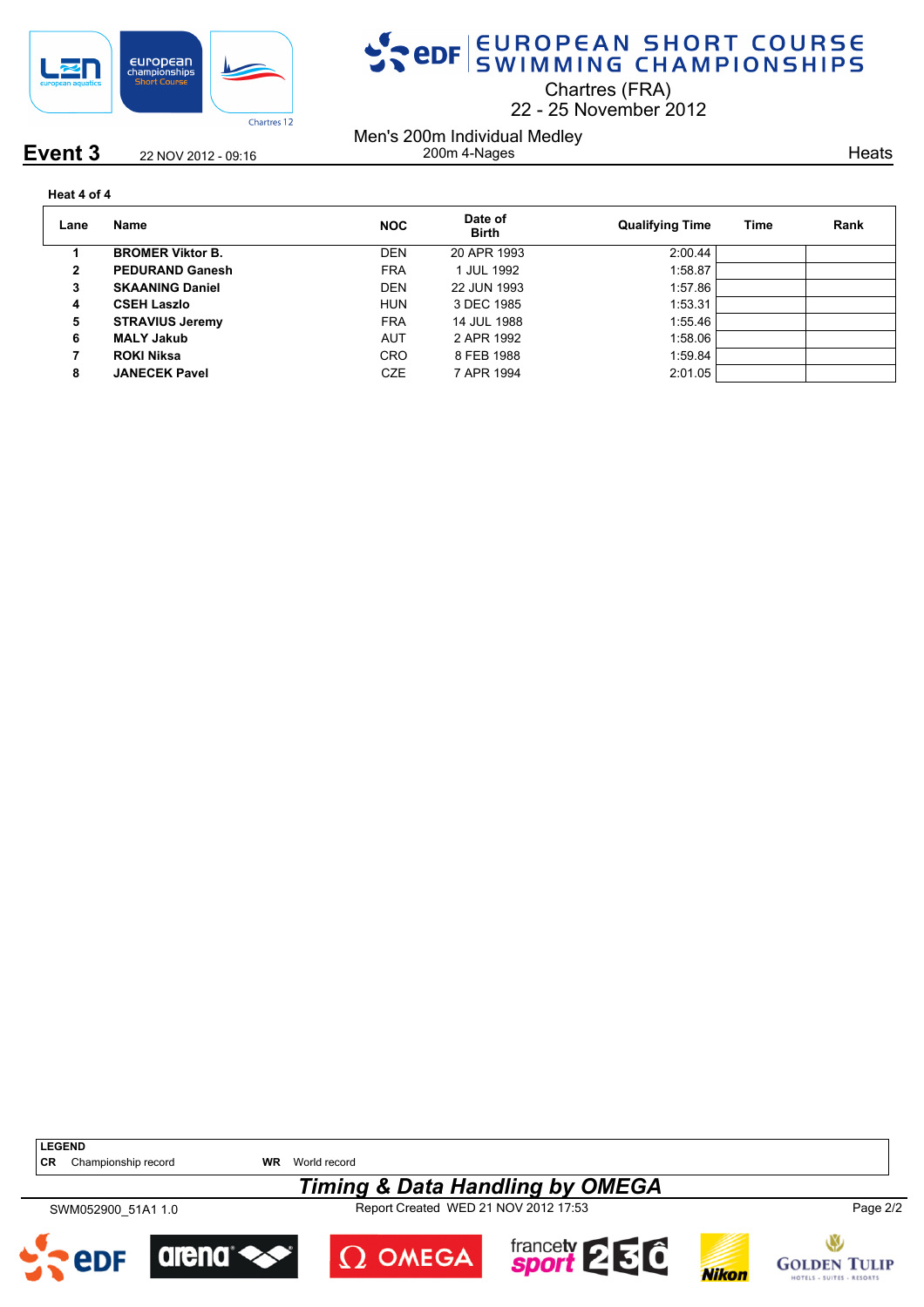# EUROPEAN SHORT COURSE SWIMMING CHAMPIONSHIPS

Chartres (FRA)
22 - 25 November 2012

**Event 3** 22 NOV 2012 - 09:16

Men's 200m Individual Medley
200m 4-Nages

Heats

**Heat 4 of 4**

| Lane | Name | NOC | Date of Birth | Qualifying Time | Time | Rank |
|---|---|---|---|---|---|---|
| 1 | **BROMER Viktor B.** | DEN | 20 APR 1993 | 2:00.44 | | |
| 2 | **PEDURAND Ganesh** | FRA | 1 JUL 1992 | 1:58.87 | | |
| 3 | **SKAANING Daniel** | DEN | 22 JUN 1993 | 1:57.86 | | |
| 4 | **CSEH Laszlo** | HUN | 3 DEC 1985 | 1:53.31 | | |
| 5 | **STRAVIUS Jeremy** | FRA | 14 JUL 1988 | 1:55.46 | | |
| 6 | **MALY Jakub** | AUT | 2 APR 1992 | 1:58.06 | | |
| 7 | **ROKI Niksa** | CRO | 8 FEB 1988 | 1:59.84 | | |
| 8 | **JANECEK Pavel** | CZE | 7 APR 1994 | 2:01.05 | | |

**LEGEND**

**CR** Championship record **WR** World record

***Timing & Data Handling by OMEGA***

SWM052900_51A1 1.0 Report Created WED 21 NOV 2012 17:53